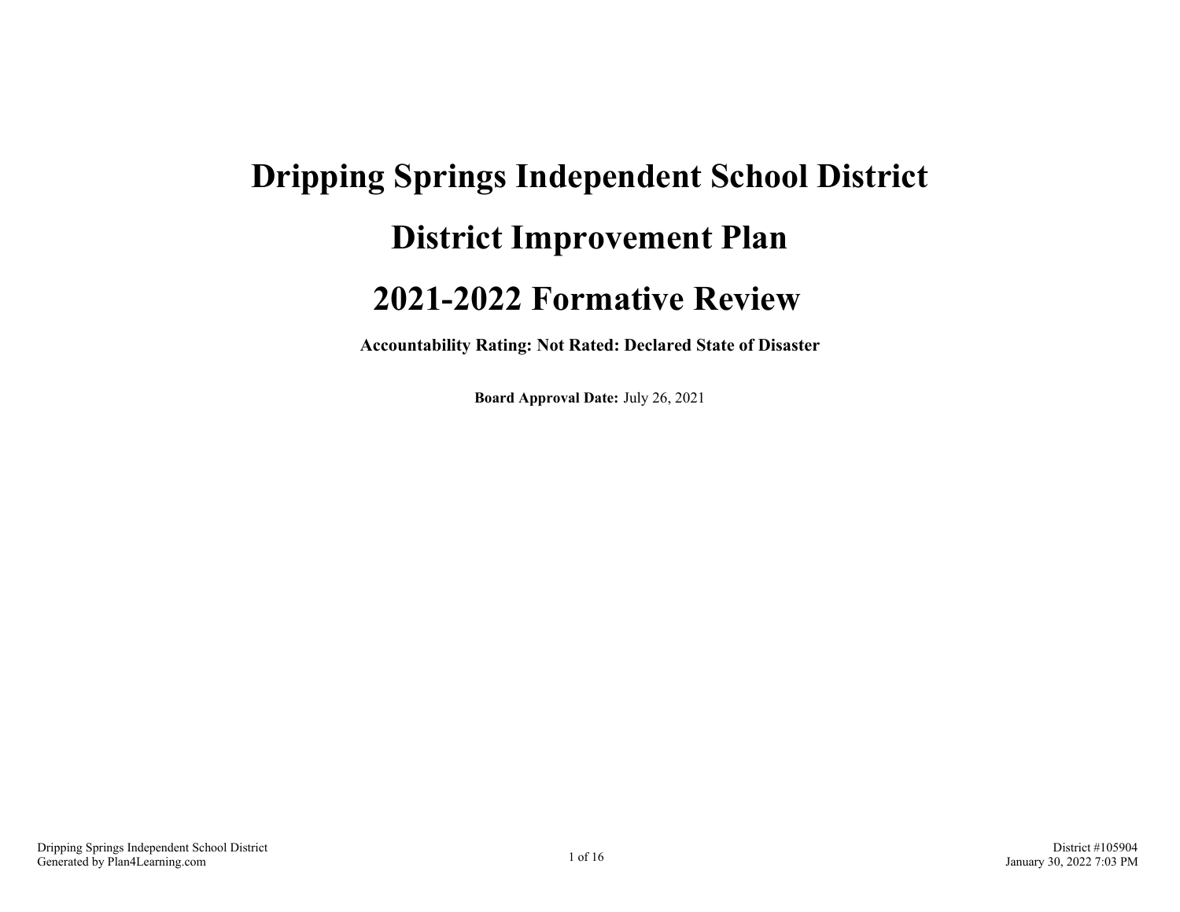# Dripping Springs Independent School District

# District Improvement Plan

# 2021-2022 Formative Review

**Accountability Rating: Not Rated: Declared State of Disaster**

**Board Approval Date:** July 26, 2021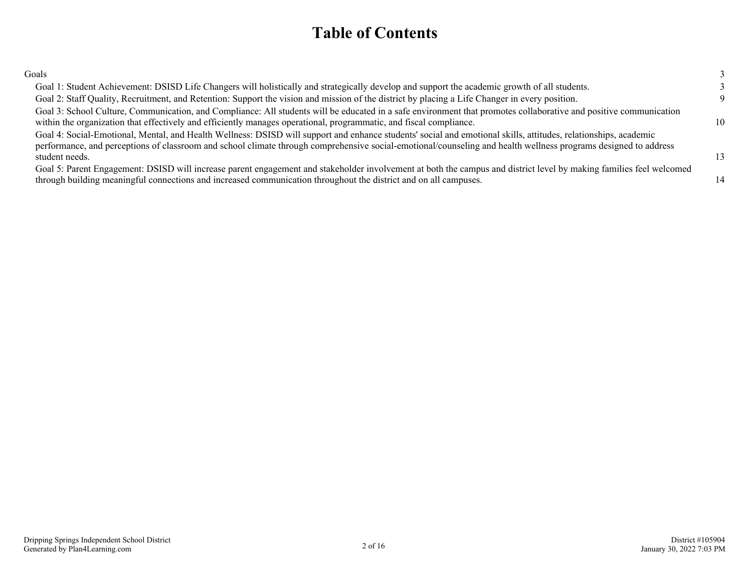# Table of Contents

| | |
|---|---|
| Goals | 3 |
| Goal 1: Student Achievement: DSISD Life Changers will holistically and strategically develop and support the academic growth of all students. | 3 |
| Goal 2: Staff Quality, Recruitment, and Retention: Support the vision and mission of the district by placing a Life Changer in every position. | 9 |
| Goal 3: School Culture, Communication, and Compliance: All students will be educated in a safe environment that promotes collaborative and positive communication within the organization that effectively and efficiently manages operational, programmatic, and fiscal compliance. | 10 |
| Goal 4: Social-Emotional, Mental, and Health Wellness: DSISD will support and enhance students' social and emotional skills, attitudes, relationships, academic performance, and perceptions of classroom and school climate through comprehensive social-emotional/counseling and health wellness programs designed to address student needs. | 13 |
| Goal 5: Parent Engagement: DSISD will increase parent engagement and stakeholder involvement at both the campus and district level by making families feel welcomed through building meaningful connections and increased communication throughout the district and on all campuses. | 14 |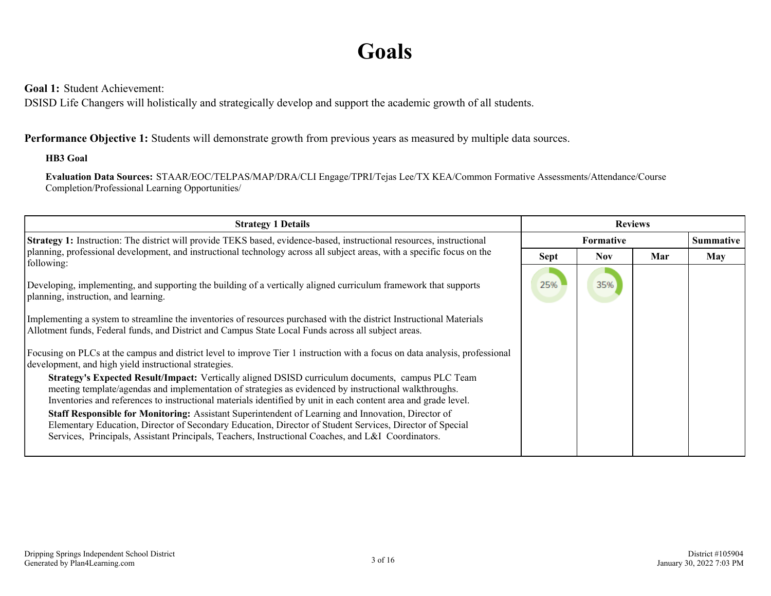# Goals

**Goal 1:** Student Achievement:
DSISD Life Changers will holistically and strategically develop and support the academic growth of all students.

**Performance Objective 1:** Students will demonstrate growth from previous years as measured by multiple data sources.

**HB3 Goal**

**Evaluation Data Sources:** STAAR/EOC/TELPAS/MAP/DRA/CLI Engage/TPRI/Tejas Lee/TX KEA/Common Formative Assessments/Attendance/Course Completion/Professional Learning Opportunities/

| Strategy 1 Details | Reviews | | | |
|---|---|---|---|---|
| | Formative | | | Summative |
| | Sept | Nov | Mar | May |
| **Strategy 1:** Instruction: The district will provide TEKS based, evidence-based, instructional resources, instructional planning, professional development, and instructional technology across all subject areas, with a specific focus on the following:<br><br>Developing, implementing, and supporting the building of a vertically aligned curriculum framework that supports planning, instruction, and learning.<br><br>Implementing a system to streamline the inventories of resources purchased with the district Instructional Materials Allotment funds, Federal funds, and District and Campus State Local Funds across all subject areas.<br><br>Focusing on PLCs at the campus and district level to improve Tier 1 instruction with a focus on data analysis, professional development, and high yield instructional strategies.<br><br>**Strategy's Expected Result/Impact:** Vertically aligned DSISD curriculum documents, campus PLC Team meeting template/agendas and implementation of strategies as evidenced by instructional walkthroughs. Inventories and references to instructional materials identified by unit in each content area and grade level.<br><br>**Staff Responsible for Monitoring:** Assistant Superintendent of Learning and Innovation, Director of Elementary Education, Director of Secondary Education, Director of Student Services, Director of Special Services, Principals, Assistant Principals, Teachers, Instructional Coaches, and L&I Coordinators. | 25% | 35% | | |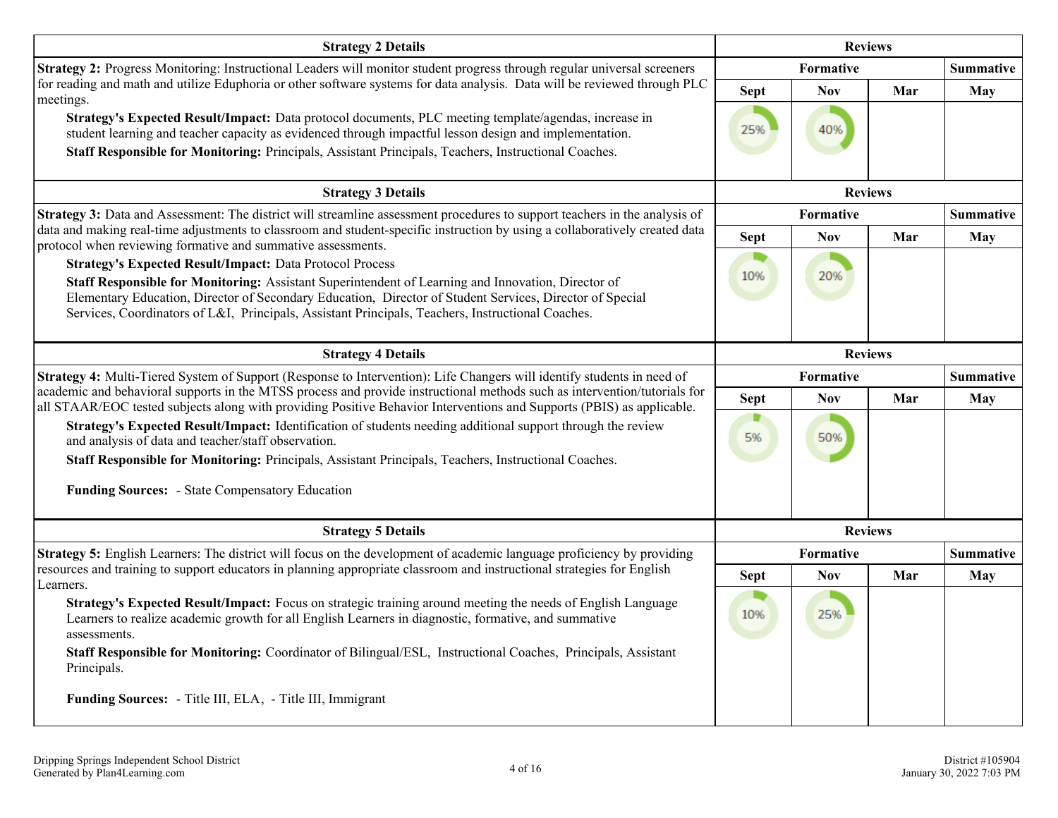| Strategy 2 Details | Reviews | | | |
|---|---|---|---|---|
| | Formative | | | Summative |
| | Sept | Nov | Mar | May |
| **Strategy 2:** Progress Monitoring: Instructional Leaders will monitor student progress through regular universal screeners for reading and math and utilize Eduphoria or other software systems for data analysis. Data will be reviewed through PLC meetings.<br>**Strategy's Expected Result/Impact:** Data protocol documents, PLC meeting template/agendas, increase in student learning and teacher capacity as evidenced through impactful lesson design and implementation.<br>**Staff Responsible for Monitoring:** Principals, Assistant Principals, Teachers, Instructional Coaches. | 25% | 40% | | |

| Strategy 3 Details | Reviews | | | |
|---|---|---|---|---|
| | Formative | | | Summative |
| | Sept | Nov | Mar | May |
| **Strategy 3:** Data and Assessment: The district will streamline assessment procedures to support teachers in the analysis of data and making real-time adjustments to classroom and student-specific instruction by using a collaboratively created data protocol when reviewing formative and summative assessments.<br>**Strategy's Expected Result/Impact:** Data Protocol Process<br>**Staff Responsible for Monitoring:** Assistant Superintendent of Learning and Innovation, Director of Elementary Education, Director of Secondary Education, Director of Student Services, Director of Special Services, Coordinators of L&I, Principals, Assistant Principals, Teachers, Instructional Coaches. | 10% | 20% | | |

| Strategy 4 Details | Reviews | | | |
|---|---|---|---|---|
| | Formative | | | Summative |
| | Sept | Nov | Mar | May |
| **Strategy 4:** Multi-Tiered System of Support (Response to Intervention): Life Changers will identify students in need of academic and behavioral supports in the MTSS process and provide instructional methods such as intervention/tutorials for all STAAR/EOC tested subjects along with providing Positive Behavior Interventions and Supports (PBIS) as applicable.<br>**Strategy's Expected Result/Impact:** Identification of students needing additional support through the review and analysis of data and teacher/staff observation.<br>**Staff Responsible for Monitoring:** Principals, Assistant Principals, Teachers, Instructional Coaches.<br>**Funding Sources:** - State Compensatory Education | 5% | 50% | | |

| Strategy 5 Details | Reviews | | | |
|---|---|---|---|---|
| | Formative | | | Summative |
| | Sept | Nov | Mar | May |
| **Strategy 5:** English Learners: The district will focus on the development of academic language proficiency by providing resources and training to support educators in planning appropriate classroom and instructional strategies for English Learners.<br>**Strategy's Expected Result/Impact:** Focus on strategic training around meeting the needs of English Language Learners to realize academic growth for all English Learners in diagnostic, formative, and summative assessments.<br>**Staff Responsible for Monitoring:** Coordinator of Bilingual/ESL, Instructional Coaches, Principals, Assistant Principals.<br>**Funding Sources:** - Title III, ELA, - Title III, Immigrant | 10% | 25% | | |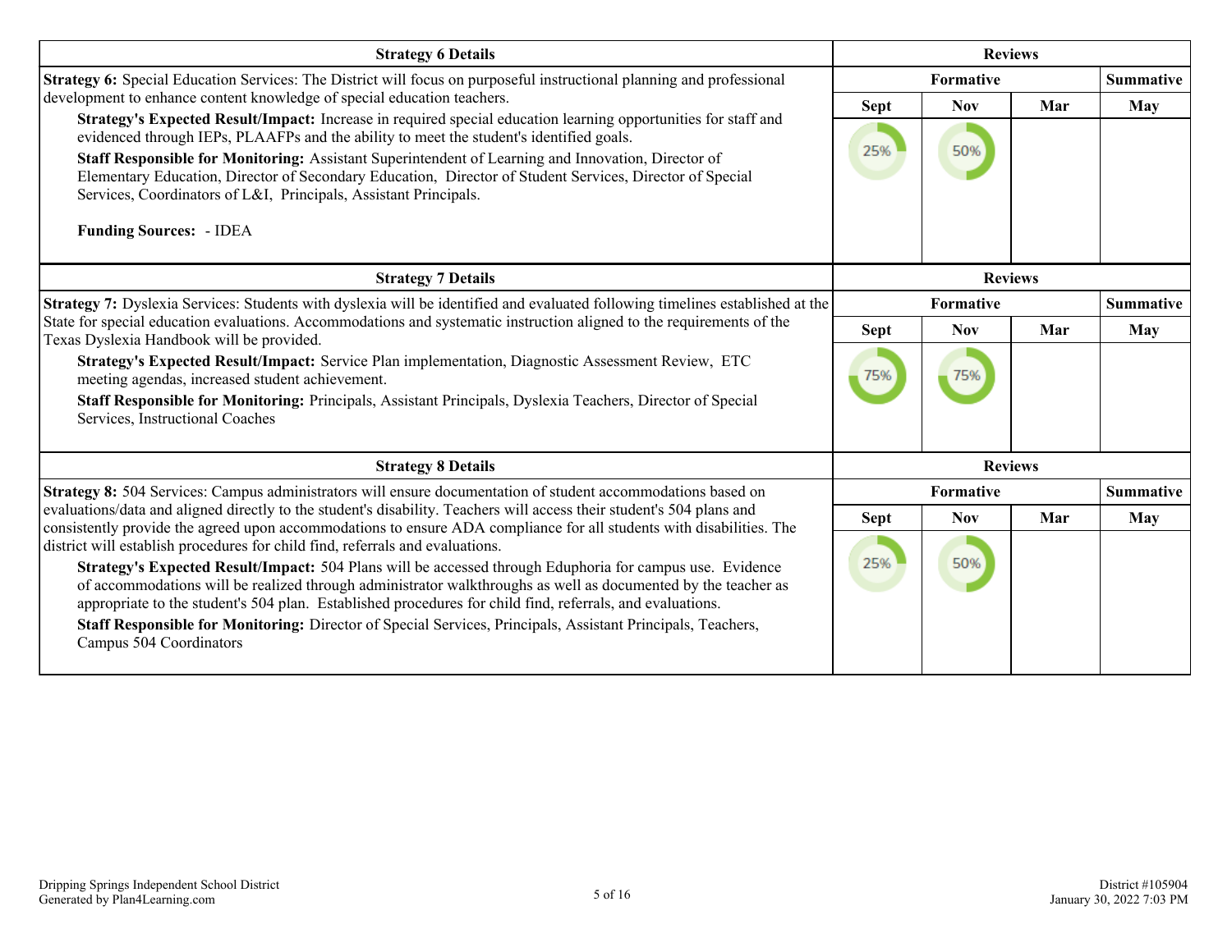| Strategy 6 Details | Reviews | | | |
|---|---|---|---|---|
| | Formative | | | Summative |
| **Strategy 6:** Special Education Services: The District will focus on purposeful instructional planning and professional development to enhance content knowledge of special education teachers.<br>**Strategy's Expected Result/Impact:** Increase in required special education learning opportunities for staff and evidenced through IEPs, PLAAFPs and the ability to meet the student's identified goals.<br>**Staff Responsible for Monitoring:** Assistant Superintendent of Learning and Innovation, Director of Elementary Education, Director of Secondary Education, Director of Student Services, Director of Special Services, Coordinators of L&I, Principals, Assistant Principals.<br><br>**Funding Sources:** - IDEA | Sept | Nov | Mar | May |
| | 25% | 50% | | |

| Strategy 7 Details | Reviews | | | |
|---|---|---|---|---|
| | Formative | | | Summative |
| **Strategy 7:** Dyslexia Services: Students with dyslexia will be identified and evaluated following timelines established at the State for special education evaluations. Accommodations and systematic instruction aligned to the requirements of the Texas Dyslexia Handbook will be provided.<br>**Strategy's Expected Result/Impact:** Service Plan implementation, Diagnostic Assessment Review, ETC meeting agendas, increased student achievement.<br>**Staff Responsible for Monitoring:** Principals, Assistant Principals, Dyslexia Teachers, Director of Special Services, Instructional Coaches | Sept | Nov | Mar | May |
| | 75% | 75% | | |

| Strategy 8 Details | Reviews | | | |
|---|---|---|---|---|
| | Formative | | | Summative |
| **Strategy 8:** 504 Services: Campus administrators will ensure documentation of student accommodations based on evaluations/data and aligned directly to the student's disability. Teachers will access their student's 504 plans and consistently provide the agreed upon accommodations to ensure ADA compliance for all students with disabilities. The district will establish procedures for child find, referrals and evaluations.<br>**Strategy's Expected Result/Impact:** 504 Plans will be accessed through Eduphoria for campus use. Evidence of accommodations will be realized through administrator walkthroughs as well as documented by the teacher as appropriate to the student's 504 plan. Established procedures for child find, referrals, and evaluations.<br>**Staff Responsible for Monitoring:** Director of Special Services, Principals, Assistant Principals, Teachers, Campus 504 Coordinators | Sept | Nov | Mar | May |
| | 25% | 50% | | |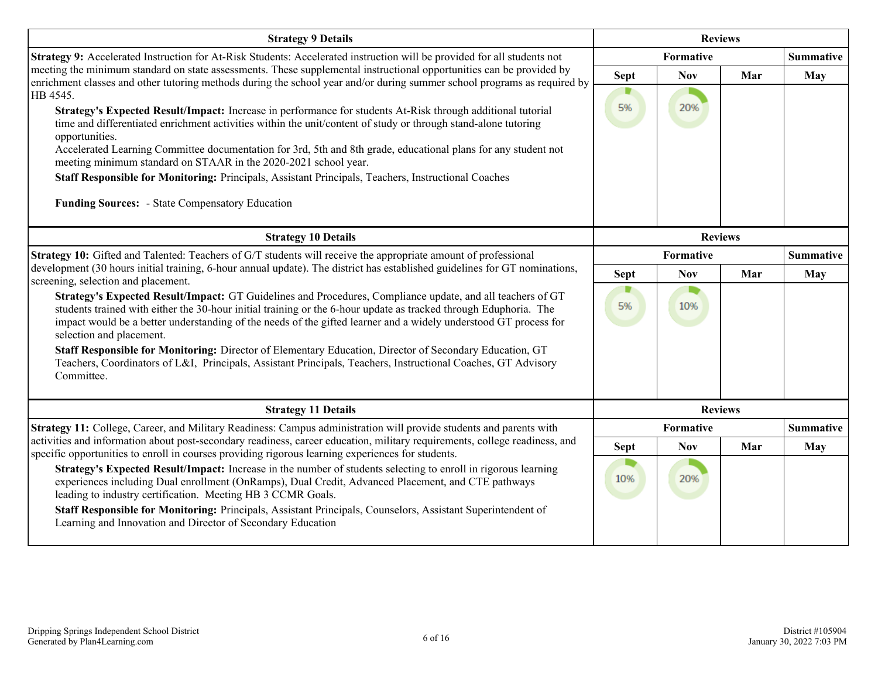| Strategy 9 Details | Reviews | | | |
|---|---|---|---|---|
| | Formative | | | Summative |
| | Sept | Nov | Mar | May |
| **Strategy 9:** Accelerated Instruction for At-Risk Students: Accelerated instruction will be provided for all students not meeting the minimum standard on state assessments. These supplemental instructional opportunities can be provided by enrichment classes and other tutoring methods during the school year and/or during summer school programs as required by HB 4545.<br>**Strategy's Expected Result/Impact:** Increase in performance for students At-Risk through additional tutorial time and differentiated enrichment activities within the unit/content of study or through stand-alone tutoring opportunities.<br>Accelerated Learning Committee documentation for 3rd, 5th and 8th grade, educational plans for any student not meeting minimum standard on STAAR in the 2020-2021 school year.<br>**Staff Responsible for Monitoring:** Principals, Assistant Principals, Teachers, Instructional Coaches<br><br>**Funding Sources:** - State Compensatory Education | 5% | 20% | | |

| Strategy 10 Details | Reviews | | | |
|---|---|---|---|---|
| | Formative | | | Summative |
| | Sept | Nov | Mar | May |
| **Strategy 10:** Gifted and Talented: Teachers of G/T students will receive the appropriate amount of professional development (30 hours initial training, 6-hour annual update). The district has established guidelines for GT nominations, screening, selection and placement.<br>**Strategy's Expected Result/Impact:** GT Guidelines and Procedures, Compliance update, and all teachers of GT students trained with either the 30-hour initial training or the 6-hour update as tracked through Eduphoria. The impact would be a better understanding of the needs of the gifted learner and a widely understood GT process for selection and placement.<br>**Staff Responsible for Monitoring:** Director of Elementary Education, Director of Secondary Education, GT Teachers, Coordinators of L&I, Principals, Assistant Principals, Teachers, Instructional Coaches, GT Advisory Committee. | 5% | 10% | | |

| Strategy 11 Details | Reviews | | | |
|---|---|---|---|---|
| | Formative | | | Summative |
| | Sept | Nov | Mar | May |
| **Strategy 11:** College, Career, and Military Readiness: Campus administration will provide students and parents with activities and information about post-secondary readiness, career education, military requirements, college readiness, and specific opportunities to enroll in courses providing rigorous learning experiences for students.<br>**Strategy's Expected Result/Impact:** Increase in the number of students selecting to enroll in rigorous learning experiences including Dual enrollment (OnRamps), Dual Credit, Advanced Placement, and CTE pathways leading to industry certification. Meeting HB 3 CCMR Goals.<br>**Staff Responsible for Monitoring:** Principals, Assistant Principals, Counselors, Assistant Superintendent of Learning and Innovation and Director of Secondary Education | 10% | 20% | | |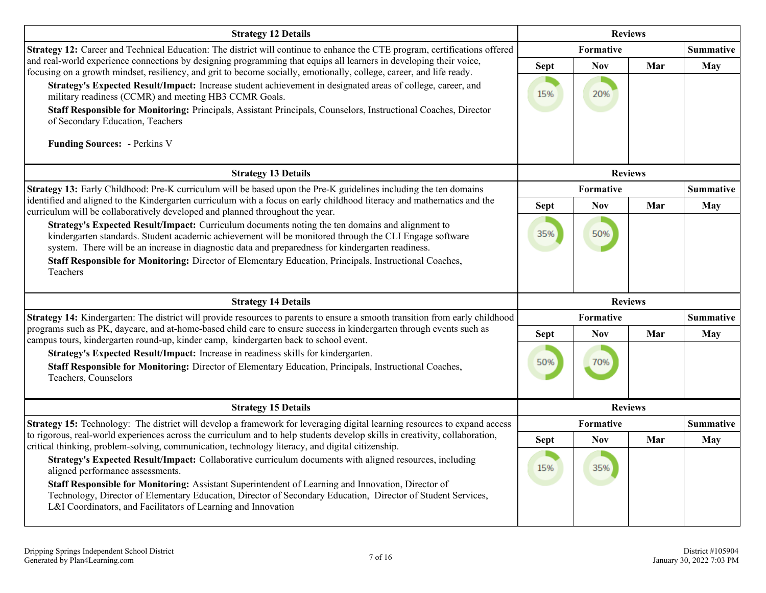| Strategy 12 Details | Reviews | | | |
|---|---|---|---|---|
| **Strategy 12:** Career and Technical Education: The district will continue to enhance the CTE program, certifications offered and real-world experience connections by designing programming that equips all learners in developing their voice, focusing on a growth mindset, resiliency, and grit to become socially, emotionally, college, career, and life ready. | Formative | | | Summative |
| **Strategy's Expected Result/Impact:** Increase student achievement in designated areas of college, career, and military readiness (CCMR) and meeting HB3 CCMR Goals.<br>**Staff Responsible for Monitoring:** Principals, Assistant Principals, Counselors, Instructional Coaches, Director of Secondary Education, Teachers<br>**Funding Sources:** - Perkins V | Sept | Nov | Mar | May |
| | 15% | 20% | | |

| Strategy 13 Details | Reviews | | | |
|---|---|---|---|---|
| **Strategy 13:** Early Childhood: Pre-K curriculum will be based upon the Pre-K guidelines including the ten domains identified and aligned to the Kindergarten curriculum with a focus on early childhood literacy and mathematics and the curriculum will be collaboratively developed and planned throughout the year. | Formative | | | Summative |
| **Strategy's Expected Result/Impact:** Curriculum documents noting the ten domains and alignment to kindergarten standards. Student academic achievement will be monitored through the CLI Engage software system. There will be an increase in diagnostic data and preparedness for kindergarten readiness.<br>**Staff Responsible for Monitoring:** Director of Elementary Education, Principals, Instructional Coaches, Teachers | Sept | Nov | Mar | May |
| | 35% | 50% | | |

| Strategy 14 Details | Reviews | | | |
|---|---|---|---|---|
| **Strategy 14:** Kindergarten: The district will provide resources to parents to ensure a smooth transition from early childhood programs such as PK, daycare, and at-home-based child care to ensure success in kindergarten through events such as campus tours, kindergarten round-up, kinder camp, kindergarten back to school event. | Formative | | | Summative |
| **Strategy's Expected Result/Impact:** Increase in readiness skills for kindergarten.<br>**Staff Responsible for Monitoring:** Director of Elementary Education, Principals, Instructional Coaches, Teachers, Counselors | Sept | Nov | Mar | May |
| | 50% | 70% | | |

| Strategy 15 Details | Reviews | | | |
|---|---|---|---|---|
| **Strategy 15:** Technology: The district will develop a framework for leveraging digital learning resources to expand access to rigorous, real-world experiences across the curriculum and to help students develop skills in creativity, collaboration, critical thinking, problem-solving, communication, technology literacy, and digital citizenship. | Formative | | | Summative |
| **Strategy's Expected Result/Impact:** Collaborative curriculum documents with aligned resources, including aligned performance assessments.<br>**Staff Responsible for Monitoring:** Assistant Superintendent of Learning and Innovation, Director of Technology, Director of Elementary Education, Director of Secondary Education, Director of Student Services, L&I Coordinators, and Facilitators of Learning and Innovation | Sept | Nov | Mar | May |
| | 15% | 35% | | |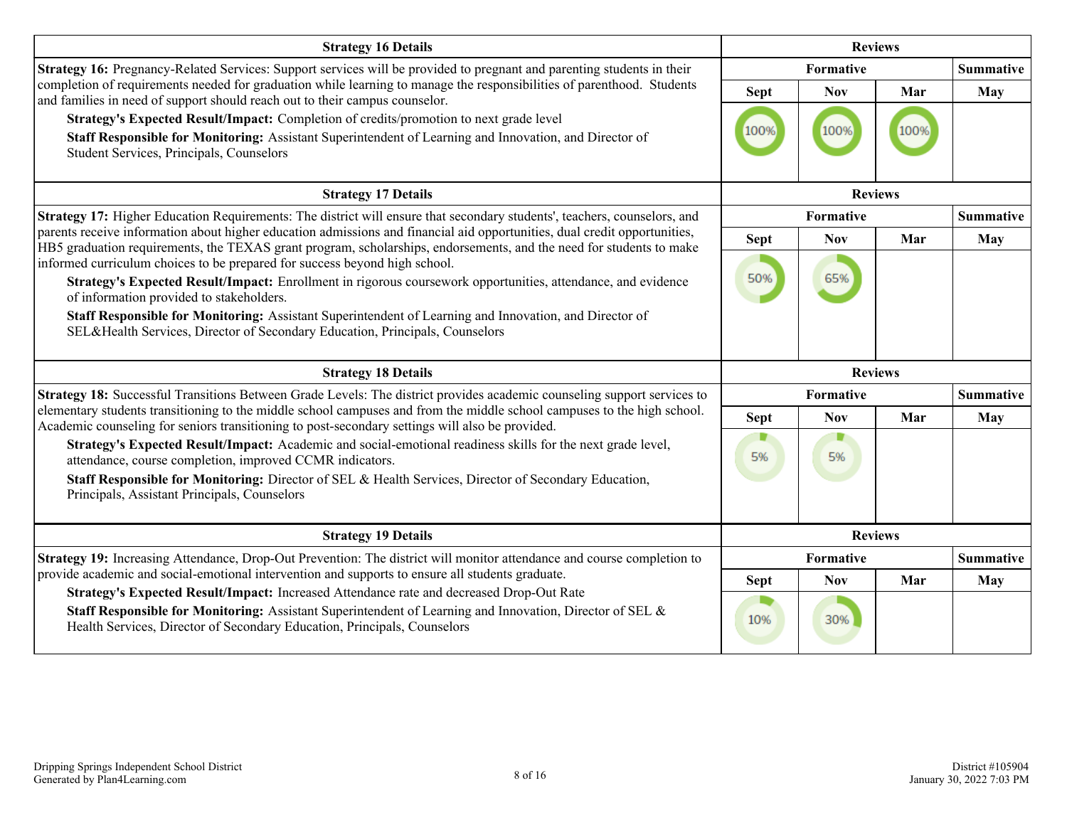| Strategy 16 Details | Reviews | | | |
|---|---|---|---|---|
| | Formative | | | Summative |
| **Strategy 16:** Pregnancy-Related Services: Support services will be provided to pregnant and parenting students in their completion of requirements needed for graduation while learning to manage the responsibilities of parenthood. Students and families in need of support should reach out to their campus counselor.<br>**Strategy's Expected Result/Impact:** Completion of credits/promotion to next grade level<br>**Staff Responsible for Monitoring:** Assistant Superintendent of Learning and Innovation, and Director of Student Services, Principals, Counselors | Sept | Nov | Mar | May |
| | 100% | 100% | 100% | |

| Strategy 17 Details | Reviews | | | |
|---|---|---|---|---|
| | Formative | | | Summative |
| **Strategy 17:** Higher Education Requirements: The district will ensure that secondary students', teachers, counselors, and parents receive information about higher education admissions and financial aid opportunities, dual credit opportunities, HB5 graduation requirements, the TEXAS grant program, scholarships, endorsements, and the need for students to make informed curriculum choices to be prepared for success beyond high school.<br>**Strategy's Expected Result/Impact:** Enrollment in rigorous coursework opportunities, attendance, and evidence of information provided to stakeholders.<br>**Staff Responsible for Monitoring:** Assistant Superintendent of Learning and Innovation, and Director of SEL&Health Services, Director of Secondary Education, Principals, Counselors | Sept | Nov | Mar | May |
| | 50% | 65% | | |

| Strategy 18 Details | Reviews | | | |
|---|---|---|---|---|
| | Formative | | | Summative |
| **Strategy 18:** Successful Transitions Between Grade Levels: The district provides academic counseling support services to elementary students transitioning to the middle school campuses and from the middle school campuses to the high school. Academic counseling for seniors transitioning to post-secondary settings will also be provided.<br>**Strategy's Expected Result/Impact:** Academic and social-emotional readiness skills for the next grade level, attendance, course completion, improved CCMR indicators.<br>**Staff Responsible for Monitoring:** Director of SEL & Health Services, Director of Secondary Education, Principals, Assistant Principals, Counselors | Sept | Nov | Mar | May |
| | 5% | 5% | | |

| Strategy 19 Details | Reviews | | | |
|---|---|---|---|---|
| | Formative | | | Summative |
| **Strategy 19:** Increasing Attendance, Drop-Out Prevention: The district will monitor attendance and course completion to provide academic and social-emotional intervention and supports to ensure all students graduate.<br>**Strategy's Expected Result/Impact:** Increased Attendance rate and decreased Drop-Out Rate<br>**Staff Responsible for Monitoring:** Assistant Superintendent of Learning and Innovation, Director of SEL & Health Services, Director of Secondary Education, Principals, Counselors | Sept | Nov | Mar | May |
| | 10% | 30% | | |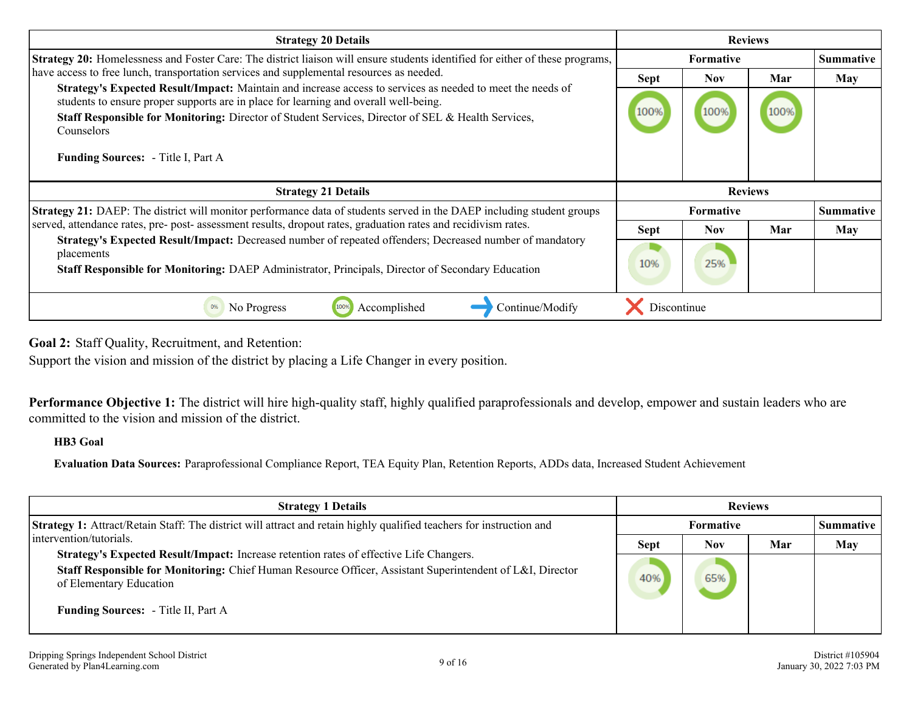| Strategy 20 Details | Reviews | | | |
|---|---|---|---|---|
| **Strategy 20:** Homelessness and Foster Care: The district liaison will ensure students identified for either of these programs, have access to free lunch, transportation services and supplemental resources as needed. **Strategy's Expected Result/Impact:** Maintain and increase access to services as needed to meet the needs of students to ensure proper supports are in place for learning and overall well-being. **Staff Responsible for Monitoring:** Director of Student Services, Director of SEL & Health Services, Counselors **Funding Sources:** - Title I, Part A | Formative | | | Summative |
| | Sept | Nov | Mar | May |
| | 100% | 100% | 100% | |

| Strategy 21 Details | Reviews | | | |
|---|---|---|---|---|
| **Strategy 21:** DAEP: The district will monitor performance data of students served in the DAEP including student groups served, attendance rates, pre- post- assessment results, dropout rates, graduation rates and recidivism rates. **Strategy's Expected Result/Impact:** Decreased number of repeated offenders; Decreased number of mandatory placements **Staff Responsible for Monitoring:** DAEP Administrator, Principals, Director of Secondary Education | Formative | | | Summative |
| | Sept | Nov | Mar | May |
| | 10% | 25% | | |

0% No Progress | 100% Accomplished | → Continue/Modify | ✗ Discontinue

**Goal 2:** Staff Quality, Recruitment, and Retention:
Support the vision and mission of the district by placing a Life Changer in every position.

**Performance Objective 1:** The district will hire high-quality staff, highly qualified paraprofessionals and develop, empower and sustain leaders who are committed to the vision and mission of the district.

**HB3 Goal**

**Evaluation Data Sources:** Paraprofessional Compliance Report, TEA Equity Plan, Retention Reports, ADDs data, Increased Student Achievement

| Strategy 1 Details | Reviews | | | |
|---|---|---|---|---|
| **Strategy 1:** Attract/Retain Staff: The district will attract and retain highly qualified teachers for instruction and intervention/tutorials. **Strategy's Expected Result/Impact:** Increase retention rates of effective Life Changers. **Staff Responsible for Monitoring:** Chief Human Resource Officer, Assistant Superintendent of L&I, Director of Elementary Education **Funding Sources:** - Title II, Part A | Formative | | | Summative |
| | Sept | Nov | Mar | May |
| | 40% | 65% | | |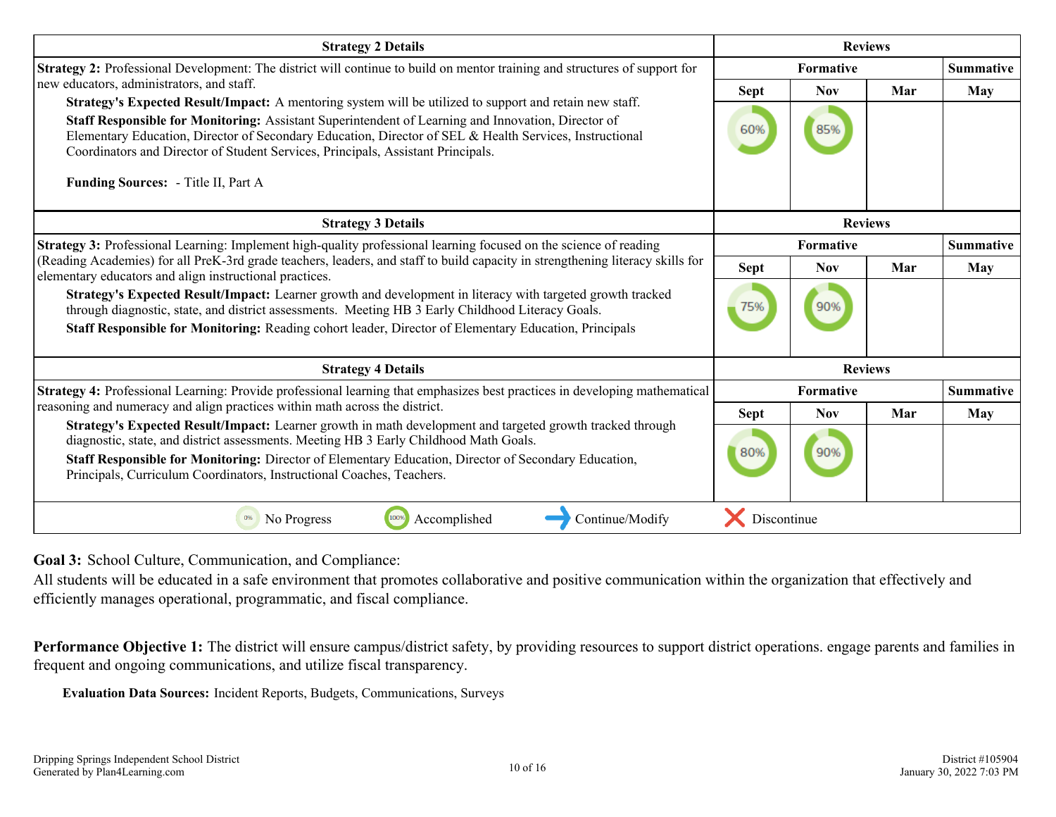| Strategy 2 Details | Reviews | | | |
|---|---|---|---|---|
| | Formative | | | Summative |
| **Strategy 2:** Professional Development: The district will continue to build on mentor training and structures of support for new educators, administrators, and staff.<br>**Strategy's Expected Result/Impact:** A mentoring system will be utilized to support and retain new staff.<br>**Staff Responsible for Monitoring:** Assistant Superintendent of Learning and Innovation, Director of Elementary Education, Director of Secondary Education, Director of SEL & Health Services, Instructional Coordinators and Director of Student Services, Principals, Assistant Principals.<br><br>**Funding Sources:** - Title II, Part A | Sept | Nov | Mar | May |
| | 60% | 85% | | |

| Strategy 3 Details | Reviews | | | |
|---|---|---|---|---|
| | Formative | | | Summative |
| **Strategy 3:** Professional Learning: Implement high-quality professional learning focused on the science of reading (Reading Academies) for all PreK-3rd grade teachers, leaders, and staff to build capacity in strengthening literacy skills for elementary educators and align instructional practices.<br>**Strategy's Expected Result/Impact:** Learner growth and development in literacy with targeted growth tracked through diagnostic, state, and district assessments. Meeting HB 3 Early Childhood Literacy Goals.<br>**Staff Responsible for Monitoring:** Reading cohort leader, Director of Elementary Education, Principals | Sept | Nov | Mar | May |
| | 75% | 90% | | |

| Strategy 4 Details | Reviews | | | |
|---|---|---|---|---|
| | Formative | | | Summative |
| **Strategy 4:** Professional Learning: Provide professional learning that emphasizes best practices in developing mathematical reasoning and numeracy and align practices within math across the district.<br>**Strategy's Expected Result/Impact:** Learner growth in math development and targeted growth tracked through diagnostic, state, and district assessments. Meeting HB 3 Early Childhood Math Goals.<br>**Staff Responsible for Monitoring:** Director of Elementary Education, Director of Secondary Education, Principals, Curriculum Coordinators, Instructional Coaches, Teachers. | Sept | Nov | Mar | May |
| | 80% | 90% | | |

0% No Progress | 100% Accomplished | → Continue/Modify | ✗ Discontinue

**Goal 3:** School Culture, Communication, and Compliance:

All students will be educated in a safe environment that promotes collaborative and positive communication within the organization that effectively and efficiently manages operational, programmatic, and fiscal compliance.

**Performance Objective 1:** The district will ensure campus/district safety, by providing resources to support district operations. engage parents and families in frequent and ongoing communications, and utilize fiscal transparency.

**Evaluation Data Sources:** Incident Reports, Budgets, Communications, Surveys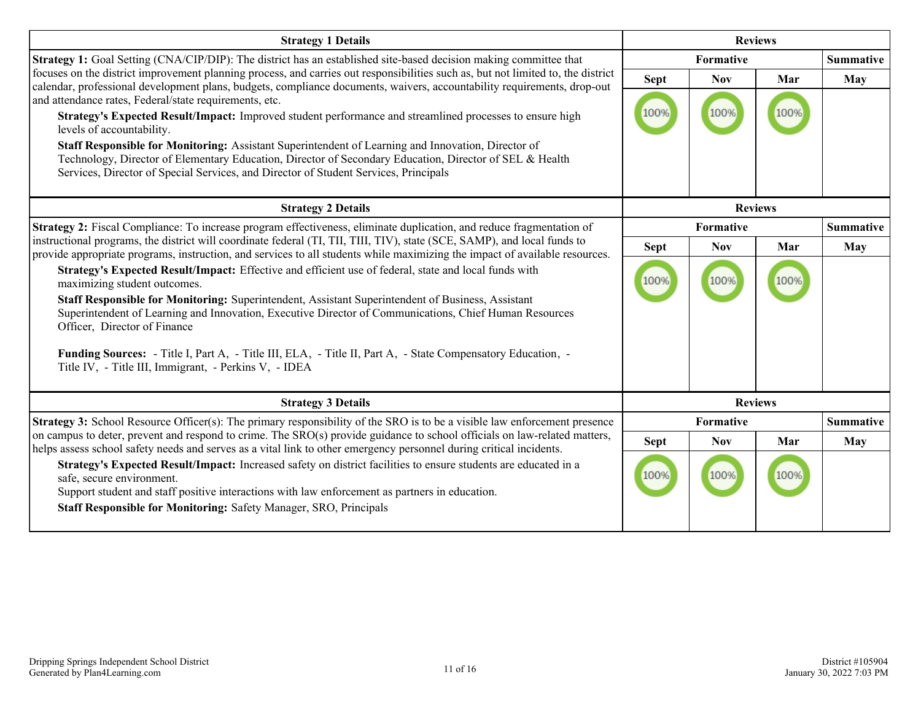| Strategy 1 Details | Reviews | | | |
|---|---|---|---|---|
| | Formative | | | Summative |
| **Strategy 1:** Goal Setting (CNA/CIP/DIP): The district has an established site-based decision making committee that focuses on the district improvement planning process, and carries out responsibilities such as, but not limited to, the district calendar, professional development plans, budgets, compliance documents, waivers, accountability requirements, drop-out and attendance rates, Federal/state requirements, etc.<br>**Strategy's Expected Result/Impact:** Improved student performance and streamlined processes to ensure high levels of accountability.<br>**Staff Responsible for Monitoring:** Assistant Superintendent of Learning and Innovation, Director of Technology, Director of Elementary Education, Director of Secondary Education, Director of SEL & Health Services, Director of Special Services, and Director of Student Services, Principals | Sept | Nov | Mar | May |
| | 100% | 100% | 100% | |

| Strategy 2 Details | Reviews | | | |
|---|---|---|---|---|
| | Formative | | | Summative |
| **Strategy 2:** Fiscal Compliance: To increase program effectiveness, eliminate duplication, and reduce fragmentation of instructional programs, the district will coordinate federal (TI, TII, TIII, TIV), state (SCE, SAMP), and local funds to provide appropriate programs, instruction, and services to all students while maximizing the impact of available resources.<br>**Strategy's Expected Result/Impact:** Effective and efficient use of federal, state and local funds with maximizing student outcomes.<br>**Staff Responsible for Monitoring:** Superintendent, Assistant Superintendent of Business, Assistant Superintendent of Learning and Innovation, Executive Director of Communications, Chief Human Resources Officer, Director of Finance<br><br>**Funding Sources:** - Title I, Part A, - Title III, ELA, - Title II, Part A, - State Compensatory Education, - Title IV, - Title III, Immigrant, - Perkins V, - IDEA | Sept | Nov | Mar | May |
| | 100% | 100% | 100% | |

| Strategy 3 Details | Reviews | | | |
|---|---|---|---|---|
| | Formative | | | Summative |
| **Strategy 3:** School Resource Officer(s): The primary responsibility of the SRO is to be a visible law enforcement presence on campus to deter, prevent and respond to crime. The SRO(s) provide guidance to school officials on law-related matters, helps assess school safety needs and serves as a vital link to other emergency personnel during critical incidents.<br>**Strategy's Expected Result/Impact:** Increased safety on district facilities to ensure students are educated in a safe, secure environment.<br>Support student and staff positive interactions with law enforcement as partners in education.<br>**Staff Responsible for Monitoring:** Safety Manager, SRO, Principals | Sept | Nov | Mar | May |
| | 100% | 100% | 100% | |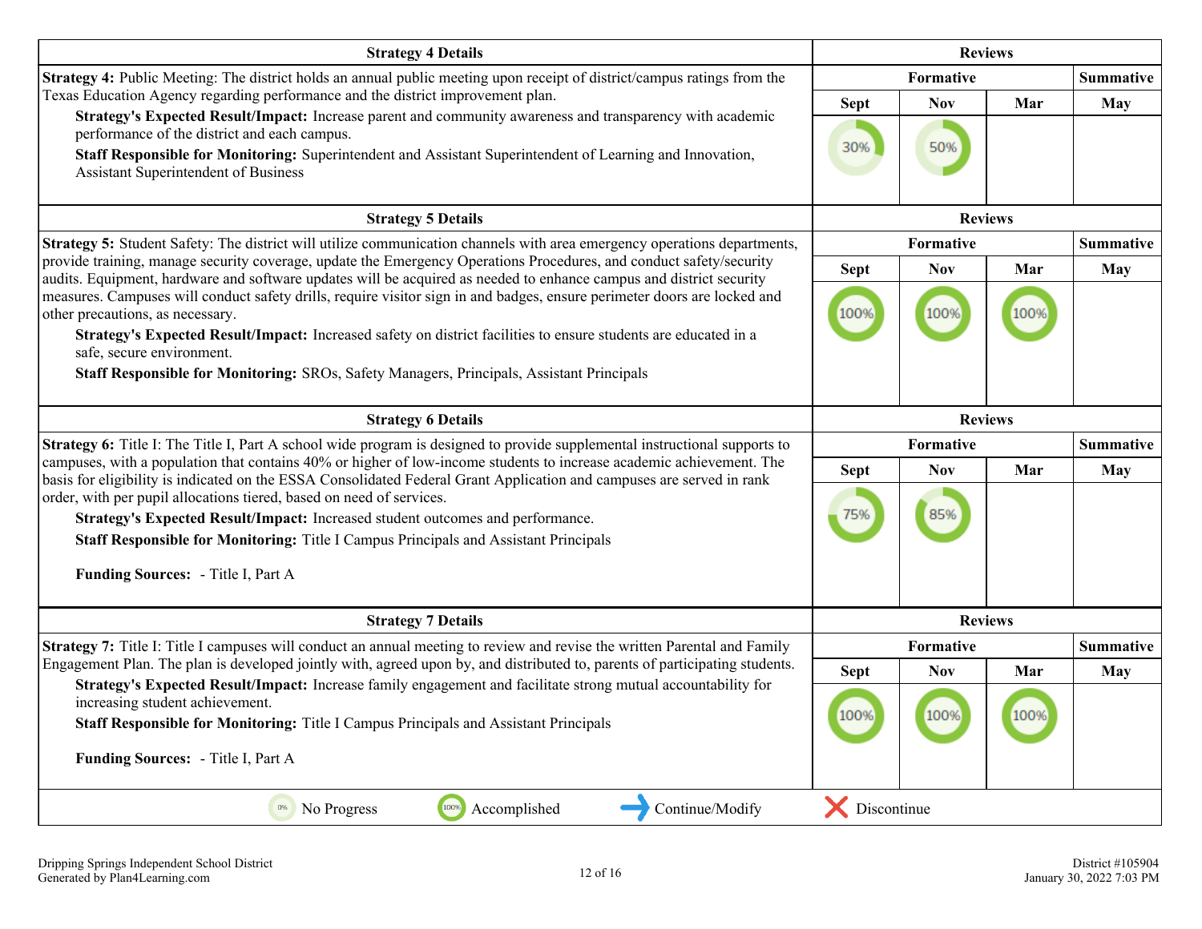| Strategy 4 Details | Reviews | | | |
|---|---|---|---|---|
| | Formative | | | Summative |
| **Strategy 4:** Public Meeting: The district holds an annual public meeting upon receipt of district/campus ratings from the Texas Education Agency regarding performance and the district improvement plan.<br>**Strategy's Expected Result/Impact:** Increase parent and community awareness and transparency with academic performance of the district and each campus.<br>**Staff Responsible for Monitoring:** Superintendent and Assistant Superintendent of Learning and Innovation, Assistant Superintendent of Business | Sept | Nov | Mar | May |
| | 30% | 50% | | |

| Strategy 5 Details | Reviews | | | |
|---|---|---|---|---|
| | Formative | | | Summative |
| **Strategy 5:** Student Safety: The district will utilize communication channels with area emergency operations departments, provide training, manage security coverage, update the Emergency Operations Procedures, and conduct safety/security audits. Equipment, hardware and software updates will be acquired as needed to enhance campus and district security measures. Campuses will conduct safety drills, require visitor sign in and badges, ensure perimeter doors are locked and other precautions, as necessary.<br>**Strategy's Expected Result/Impact:** Increased safety on district facilities to ensure students are educated in a safe, secure environment.<br>**Staff Responsible for Monitoring:** SROs, Safety Managers, Principals, Assistant Principals | Sept | Nov | Mar | May |
| | 100% | 100% | 100% | |

| Strategy 6 Details | Reviews | | | |
|---|---|---|---|---|
| | Formative | | | Summative |
| **Strategy 6:** Title I: The Title I, Part A school wide program is designed to provide supplemental instructional supports to campuses, with a population that contains 40% or higher of low-income students to increase academic achievement. The basis for eligibility is indicated on the ESSA Consolidated Federal Grant Application and campuses are served in rank order, with per pupil allocations tiered, based on need of services.<br>**Strategy's Expected Result/Impact:** Increased student outcomes and performance.<br>**Staff Responsible for Monitoring:** Title I Campus Principals and Assistant Principals<br><br>**Funding Sources:** - Title I, Part A | Sept | Nov | Mar | May |
| | 75% | 85% | | |

| Strategy 7 Details | Reviews | | | |
|---|---|---|---|---|
| | Formative | | | Summative |
| **Strategy 7:** Title I: Title I campuses will conduct an annual meeting to review and revise the written Parental and Family Engagement Plan. The plan is developed jointly with, agreed upon by, and distributed to, parents of participating students.<br>**Strategy's Expected Result/Impact:** Increase family engagement and facilitate strong mutual accountability for increasing student achievement.<br>**Staff Responsible for Monitoring:** Title I Campus Principals and Assistant Principals<br><br>**Funding Sources:** - Title I, Part A | Sept | Nov | Mar | May |
| | 100% | 100% | 100% | |

0% No Progress | 100% Accomplished | Continue/Modify | Discontinue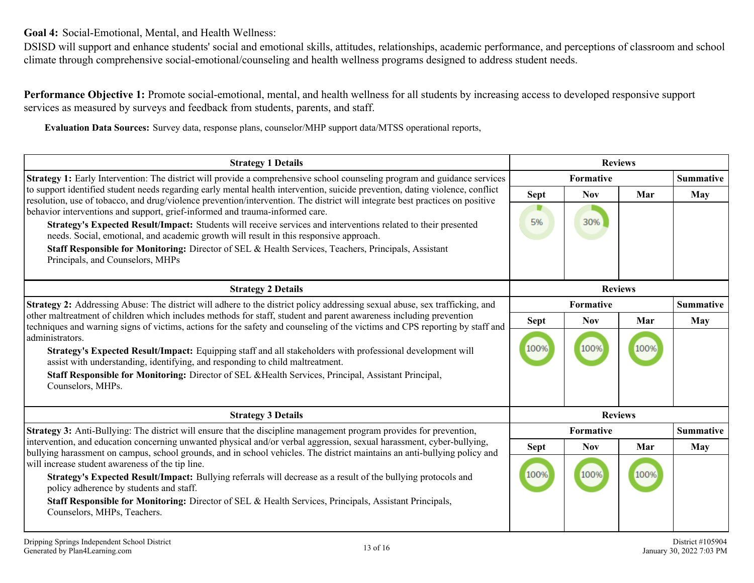**Goal 4:** Social-Emotional, Mental, and Health Wellness:

DSISD will support and enhance students' social and emotional skills, attitudes, relationships, academic performance, and perceptions of classroom and school climate through comprehensive social-emotional/counseling and health wellness programs designed to address student needs.

**Performance Objective 1:** Promote social-emotional, mental, and health wellness for all students by increasing access to developed responsive support services as measured by surveys and feedback from students, parents, and staff.

**Evaluation Data Sources:** Survey data, response plans, counselor/MHP support data/MTSS operational reports,

| Strategy 1 Details | Reviews | | | |
|---|---|---|---|---|
| | Formative | | | Summative |
| | Sept | Nov | Mar | May |
| **Strategy 1:** Early Intervention: The district will provide a comprehensive school counseling program and guidance services to support identified student needs regarding early mental health intervention, suicide prevention, dating violence, conflict resolution, use of tobacco, and drug/violence prevention/intervention. The district will integrate best practices on positive behavior interventions and support, grief-informed and trauma-informed care.<br>**Strategy's Expected Result/Impact:** Students will receive services and interventions related to their presented needs. Social, emotional, and academic growth will result in this responsive approach.<br>**Staff Responsible for Monitoring:** Director of SEL & Health Services, Teachers, Principals, Assistant Principals, and Counselors, MHPs | 5% | 30% | | |

| Strategy 2 Details | Reviews | | | |
|---|---|---|---|---|
| | Formative | | | Summative |
| | Sept | Nov | Mar | May |
| **Strategy 2:** Addressing Abuse: The district will adhere to the district policy addressing sexual abuse, sex trafficking, and other maltreatment of children which includes methods for staff, student and parent awareness including prevention techniques and warning signs of victims, actions for the safety and counseling of the victims and CPS reporting by staff and administrators.<br>**Strategy's Expected Result/Impact:** Equipping staff and all stakeholders with professional development will assist with understanding, identifying, and responding to child maltreatment.<br>**Staff Responsible for Monitoring:** Director of SEL &Health Services, Principal, Assistant Principal, Counselors, MHPs. | 100% | 100% | 100% | |

| Strategy 3 Details | Reviews | | | |
|---|---|---|---|---|
| | Formative | | | Summative |
| | Sept | Nov | Mar | May |
| **Strategy 3:** Anti-Bullying: The district will ensure that the discipline management program provides for prevention, intervention, and education concerning unwanted physical and/or verbal aggression, sexual harassment, cyber-bullying, bullying harassment on campus, school grounds, and in school vehicles. The district maintains an anti-bullying policy and will increase student awareness of the tip line.<br>**Strategy's Expected Result/Impact:** Bullying referrals will decrease as a result of the bullying protocols and policy adherence by students and staff.<br>**Staff Responsible for Monitoring:** Director of SEL & Health Services, Principals, Assistant Principals, Counselors, MHPs, Teachers. | 100% | 100% | 100% | |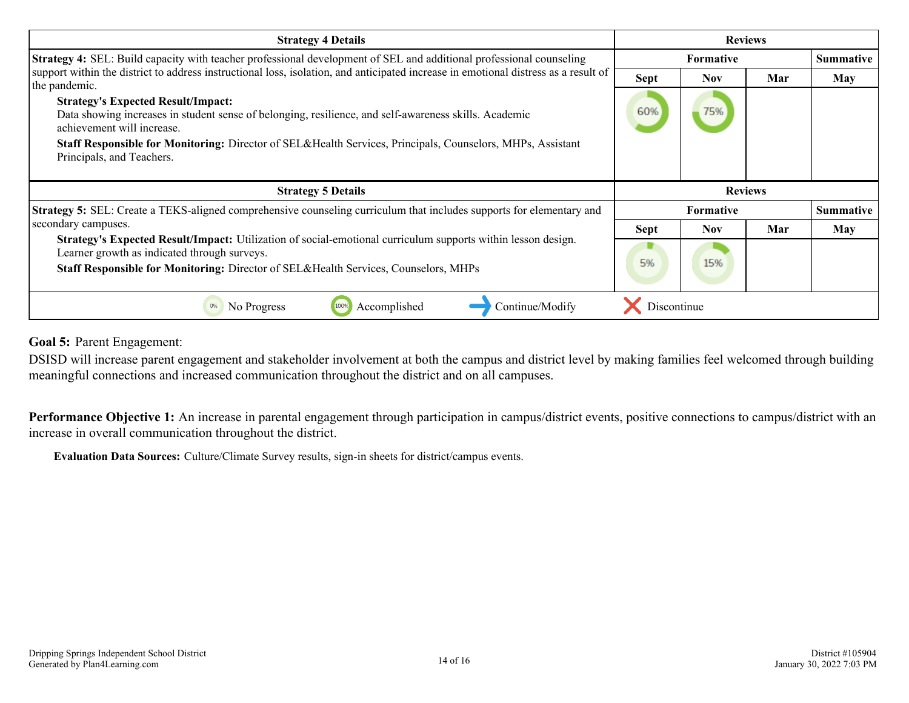| Strategy 4 Details | Reviews | | | |
|---|---|---|---|---|
| **Strategy 4:** SEL: Build capacity with teacher professional development of SEL and additional professional counseling support within the district to address instructional loss, isolation, and anticipated increase in emotional distress as a result of the pandemic. | Formative | | | Summative |
| | Sept | Nov | Mar | May |
| **Strategy's Expected Result/Impact:** Data showing increases in student sense of belonging, resilience, and self-awareness skills. Academic achievement will increase.<br>**Staff Responsible for Monitoring:** Director of SEL&Health Services, Principals, Counselors, MHPs, Assistant Principals, and Teachers. | 60% | 75% | | |

| Strategy 5 Details | Reviews | | | |
|---|---|---|---|---|
| **Strategy 5:** SEL: Create a TEKS-aligned comprehensive counseling curriculum that includes supports for elementary and secondary campuses. | Formative | | | Summative |
| | Sept | Nov | Mar | May |
| **Strategy's Expected Result/Impact:** Utilization of social-emotional curriculum supports within lesson design. Learner growth as indicated through surveys.<br>**Staff Responsible for Monitoring:** Director of SEL&Health Services, Counselors, MHPs | 5% | 15% | | |

0% No Progress | 100% Accomplished | Continue/Modify | Discontinue

**Goal 5:** Parent Engagement:

DSISD will increase parent engagement and stakeholder involvement at both the campus and district level by making families feel welcomed through building meaningful connections and increased communication throughout the district and on all campuses.

**Performance Objective 1:** An increase in parental engagement through participation in campus/district events, positive connections to campus/district with an increase in overall communication throughout the district.

**Evaluation Data Sources:** Culture/Climate Survey results, sign-in sheets for district/campus events.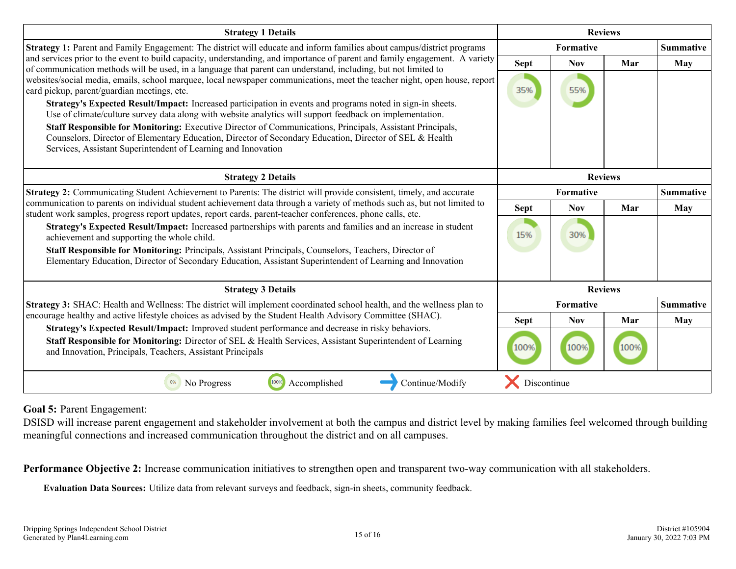| Strategy 1 Details | Reviews | | | |
|---|---|---|---|---|
| | Formative | | | Summative |
| | Sept | Nov | Mar | May |
| **Strategy 1:** Parent and Family Engagement: The district will educate and inform families about campus/district programs and services prior to the event to build capacity, understanding, and importance of parent and family engagement. A variety of communication methods will be used, in a language that parent can understand, including, but not limited to websites/social media, emails, school marquee, local newspaper communications, meet the teacher night, open house, report card pickup, parent/guardian meetings, etc.<br>**Strategy's Expected Result/Impact:** Increased participation in events and programs noted in sign-in sheets. Use of climate/culture survey data along with website analytics will support feedback on implementation.<br>**Staff Responsible for Monitoring:** Executive Director of Communications, Principals, Assistant Principals, Counselors, Director of Elementary Education, Director of Secondary Education, Director of SEL & Health Services, Assistant Superintendent of Learning and Innovation | 35% | 55% | | |

| Strategy 2 Details | Reviews | | | |
|---|---|---|---|---|
| | Formative | | | Summative |
| | Sept | Nov | Mar | May |
| **Strategy 2:** Communicating Student Achievement to Parents: The district will provide consistent, timely, and accurate communication to parents on individual student achievement data through a variety of methods such as, but not limited to student work samples, progress report updates, report cards, parent-teacher conferences, phone calls, etc.<br>**Strategy's Expected Result/Impact:** Increased partnerships with parents and families and an increase in student achievement and supporting the whole child.<br>**Staff Responsible for Monitoring:** Principals, Assistant Principals, Counselors, Teachers, Director of Elementary Education, Director of Secondary Education, Assistant Superintendent of Learning and Innovation | 15% | 30% | | |

| Strategy 3 Details | Reviews | | | |
|---|---|---|---|---|
| | Formative | | | Summative |
| | Sept | Nov | Mar | May |
| **Strategy 3:** SHAC: Health and Wellness: The district will implement coordinated school health, and the wellness plan to encourage healthy and active lifestyle choices as advised by the Student Health Advisory Committee (SHAC).<br>**Strategy's Expected Result/Impact:** Improved student performance and decrease in risky behaviors.<br>**Staff Responsible for Monitoring:** Director of SEL & Health Services, Assistant Superintendent of Learning and Innovation, Principals, Teachers, Assistant Principals | 100% | 100% | 100% | |

0% No Progress | 100% Accomplished | Continue/Modify | Discontinue

**Goal 5:** Parent Engagement:
DSISD will increase parent engagement and stakeholder involvement at both the campus and district level by making families feel welcomed through building meaningful connections and increased communication throughout the district and on all campuses.

**Performance Objective 2:** Increase communication initiatives to strengthen open and transparent two-way communication with all stakeholders.

**Evaluation Data Sources:** Utilize data from relevant surveys and feedback, sign-in sheets, community feedback.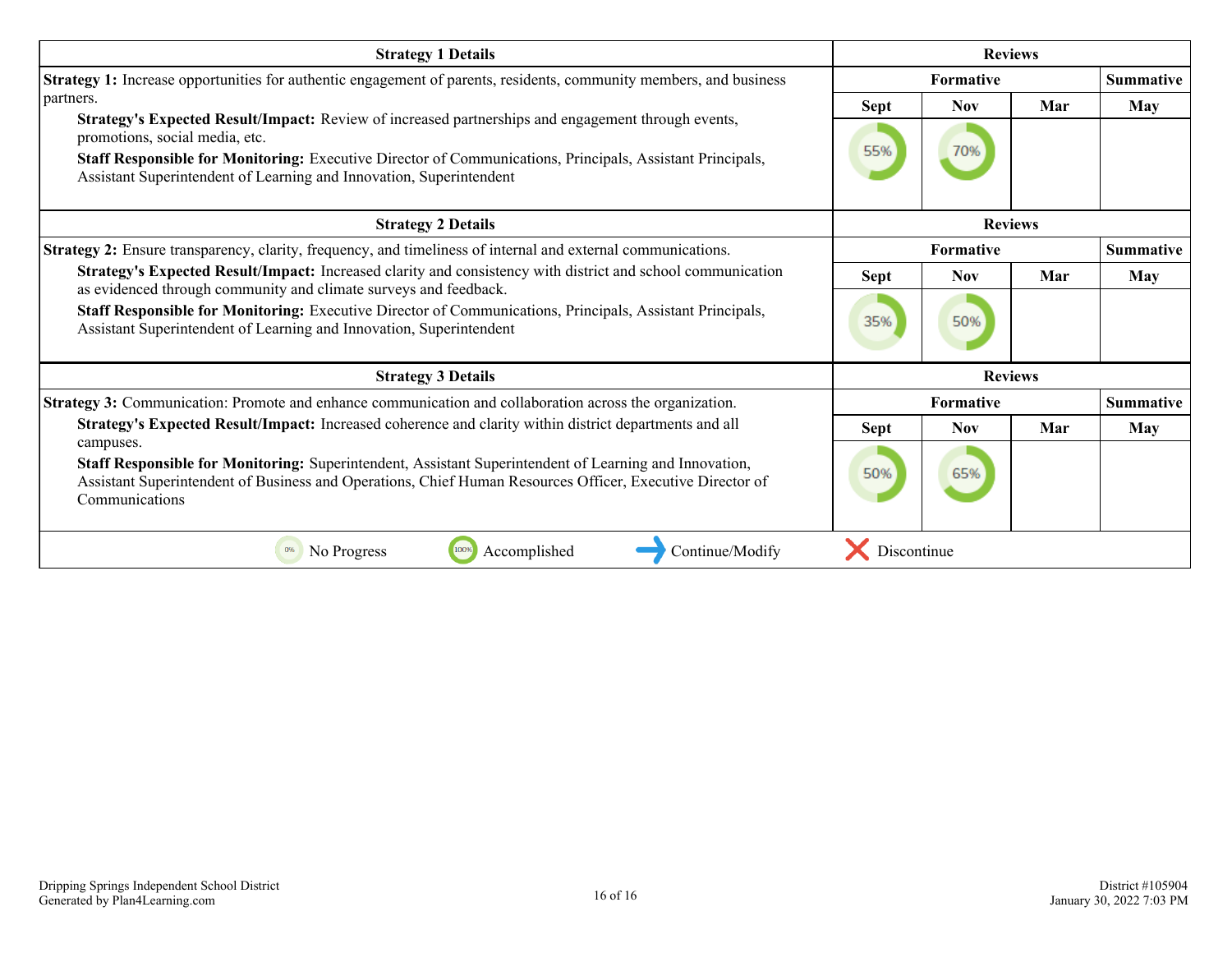| Strategy 1 Details | Reviews | | | |
|---|---|---|---|---|
| | Formative | | | Summative |
| **Strategy 1:** Increase opportunities for authentic engagement of parents, residents, community members, and business partners.<br>**Strategy's Expected Result/Impact:** Review of increased partnerships and engagement through events, promotions, social media, etc.<br>**Staff Responsible for Monitoring:** Executive Director of Communications, Principals, Assistant Principals, Assistant Superintendent of Learning and Innovation, Superintendent | Sept | Nov | Mar | May |
| | 55% | 70% | | |

| Strategy 2 Details | Reviews | | | |
|---|---|---|---|---|
| | Formative | | | Summative |
| **Strategy 2:** Ensure transparency, clarity, frequency, and timeliness of internal and external communications.<br>**Strategy's Expected Result/Impact:** Increased clarity and consistency with district and school communication as evidenced through community and climate surveys and feedback.<br>**Staff Responsible for Monitoring:** Executive Director of Communications, Principals, Assistant Principals, Assistant Superintendent of Learning and Innovation, Superintendent | Sept | Nov | Mar | May |
| | 35% | 50% | | |

| Strategy 3 Details | Reviews | | | |
|---|---|---|---|---|
| | Formative | | | Summative |
| **Strategy 3:** Communication: Promote and enhance communication and collaboration across the organization.<br>**Strategy's Expected Result/Impact:** Increased coherence and clarity within district departments and all campuses.<br>**Staff Responsible for Monitoring:** Superintendent, Assistant Superintendent of Learning and Innovation, Assistant Superintendent of Business and Operations, Chief Human Resources Officer, Executive Director of Communications | Sept | Nov | Mar | May |
| | 50% | 65% | | |

0% No Progress | 100% Accomplished | Continue/Modify | Discontinue